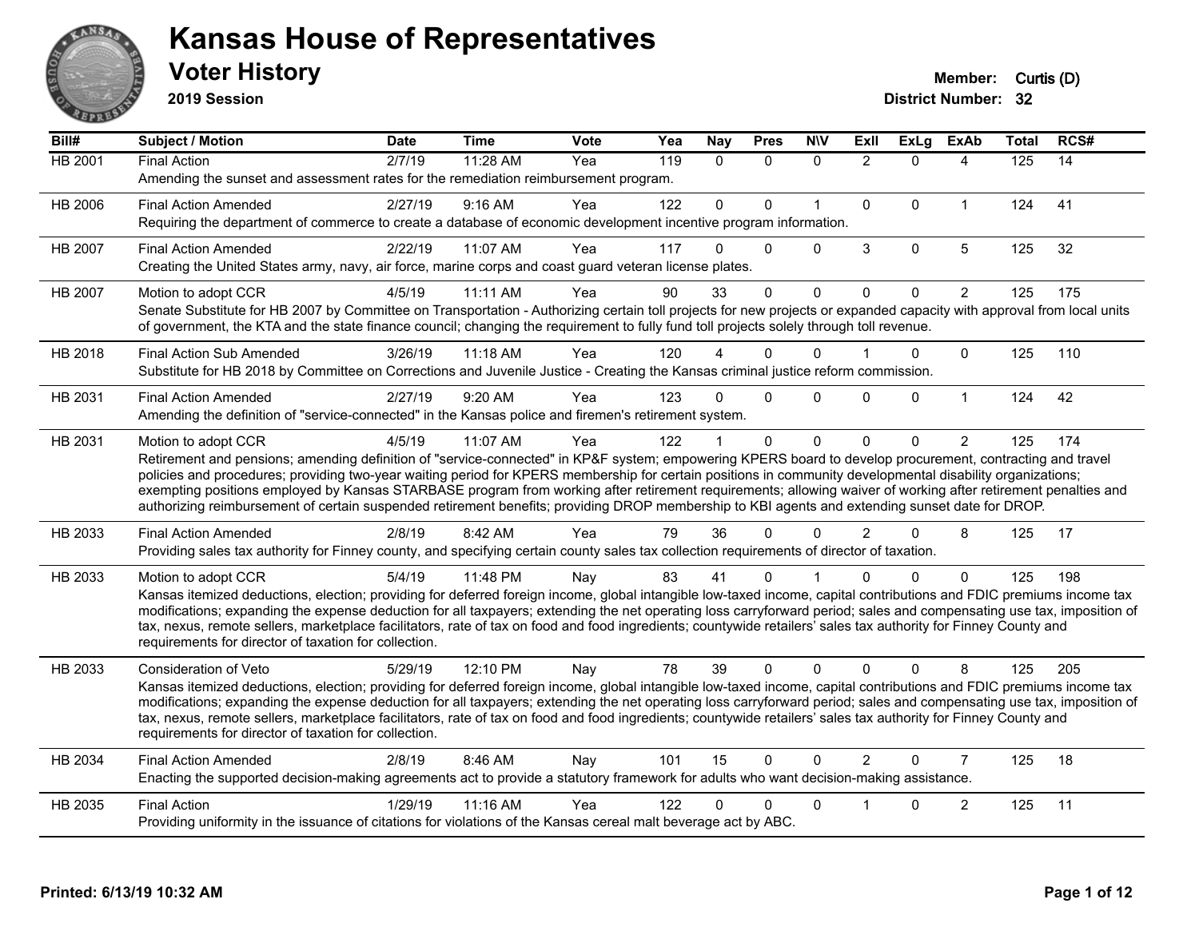# Kansas House of Representatives

## Voter History

**2019 Session**

**Member:** Curtis (D)
**District Number:** 32

| Bill# | Subject / Motion | Date | Time | Vote | Yea | Nay | Pres | N\V | ExII | ExLg | ExAb | Total | RCS# |
|---|---|---|---|---|---|---|---|---|---|---|---|---|---|
| HB 2001 | Final Action | 2/7/19 | 11:28 AM | Yea | 119 | 0 | 0 | 0 | 2 | 0 | 4 | 125 | 14 |
| | Amending the sunset and assessment rates for the remediation reimbursement program. | | | | | | | | | | | | |
| HB 2006 | Final Action Amended | 2/27/19 | 9:16 AM | Yea | 122 | 0 | 0 | 1 | 0 | 0 | 1 | 124 | 41 |
| | Requiring the department of commerce to create a database of economic development incentive program information. | | | | | | | | | | | | |
| HB 2007 | Final Action Amended | 2/22/19 | 11:07 AM | Yea | 117 | 0 | 0 | 0 | 3 | 0 | 5 | 125 | 32 |
| | Creating the United States army, navy, air force, marine corps and coast guard veteran license plates. | | | | | | | | | | | | |
| HB 2007 | Motion to adopt CCR | 4/5/19 | 11:11 AM | Yea | 90 | 33 | 0 | 0 | 0 | 0 | 2 | 125 | 175 |
| | Senate Substitute for HB 2007 by Committee on Transportation - Authorizing certain toll projects for new projects or expanded capacity with approval from local units of government, the KTA and the state finance council; changing the requirement to fully fund toll projects solely through toll revenue. | | | | | | | | | | | | |
| HB 2018 | Final Action Sub Amended | 3/26/19 | 11:18 AM | Yea | 120 | 4 | 0 | 0 | 1 | 0 | 0 | 125 | 110 |
| | Substitute for HB 2018 by Committee on Corrections and Juvenile Justice - Creating the Kansas criminal justice reform commission. | | | | | | | | | | | | |
| HB 2031 | Final Action Amended | 2/27/19 | 9:20 AM | Yea | 123 | 0 | 0 | 0 | 0 | 0 | 1 | 124 | 42 |
| | Amending the definition of "service-connected" in the Kansas police and firemen's retirement system. | | | | | | | | | | | | |
| HB 2031 | Motion to adopt CCR | 4/5/19 | 11:07 AM | Yea | 122 | 1 | 0 | 0 | 0 | 0 | 2 | 125 | 174 |
| | Retirement and pensions; amending definition of "service-connected" in KP&F system; empowering KPERS board to develop procurement, contracting and travel policies and procedures; providing two-year waiting period for KPERS membership for certain positions in community developmental disability organizations; exempting positions employed by Kansas STARBASE program from working after retirement requirements; allowing waiver of working after retirement penalties and authorizing reimbursement of certain suspended retirement benefits; providing DROP membership to KBI agents and extending sunset date for DROP. | | | | | | | | | | | | |
| HB 2033 | Final Action Amended | 2/8/19 | 8:42 AM | Yea | 79 | 36 | 0 | 0 | 2 | 0 | 8 | 125 | 17 |
| | Providing sales tax authority for Finney county, and specifying certain county sales tax collection requirements of director of taxation. | | | | | | | | | | | | |
| HB 2033 | Motion to adopt CCR | 5/4/19 | 11:48 PM | Nay | 83 | 41 | 0 | 1 | 0 | 0 | 0 | 125 | 198 |
| | Kansas itemized deductions, election; providing for deferred foreign income, global intangible low-taxed income, capital contributions and FDIC premiums income tax modifications; expanding the expense deduction for all taxpayers; extending the net operating loss carryforward period; sales and compensating use tax, imposition of tax, nexus, remote sellers, marketplace facilitators, rate of tax on food and food ingredients; countywide retailers' sales tax authority for Finney County and requirements for director of taxation for collection. | | | | | | | | | | | | |
| HB 2033 | Consideration of Veto | 5/29/19 | 12:10 PM | Nay | 78 | 39 | 0 | 0 | 0 | 0 | 8 | 125 | 205 |
| | Kansas itemized deductions, election; providing for deferred foreign income, global intangible low-taxed income, capital contributions and FDIC premiums income tax modifications; expanding the expense deduction for all taxpayers; extending the net operating loss carryforward period; sales and compensating use tax, imposition of tax, nexus, remote sellers, marketplace facilitators, rate of tax on food and food ingredients; countywide retailers' sales tax authority for Finney County and requirements for director of taxation for collection. | | | | | | | | | | | | |
| HB 2034 | Final Action Amended | 2/8/19 | 8:46 AM | Nay | 101 | 15 | 0 | 0 | 2 | 0 | 7 | 125 | 18 |
| | Enacting the supported decision-making agreements act to provide a statutory framework for adults who want decision-making assistance. | | | | | | | | | | | | |
| HB 2035 | Final Action | 1/29/19 | 11:16 AM | Yea | 122 | 0 | 0 | 0 | 1 | 0 | 2 | 125 | 11 |
| | Providing uniformity in the issuance of citations for violations of the Kansas cereal malt beverage act by ABC. | | | | | | | | | | | | |

**Printed: 6/13/19 10:32 AM**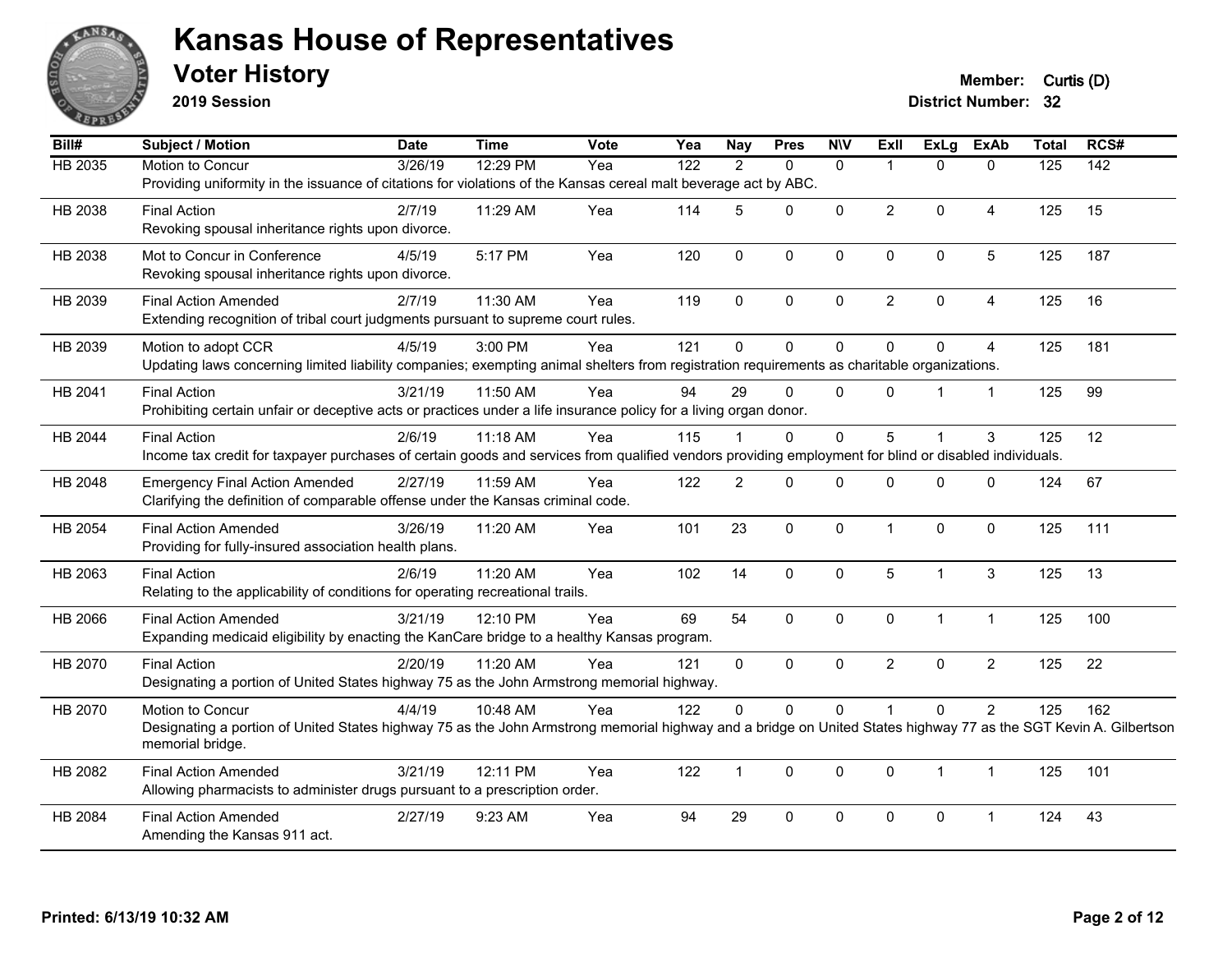# Kansas House of Representatives

## Voter History

**2019 Session**

**Member:** Curtis (D)
**District Number:** 32

| Bill# | Subject / Motion | Date | Time | Vote | Yea | Nay | Pres | N\V | ExII | ExLg | ExAb | Total | RCS# |
|---|---|---|---|---|---|---|---|---|---|---|---|---|---|
| HB 2035 | Motion to Concur | 3/26/19 | 12:29 PM | Yea | 122 | 2 | 0 | 0 | 1 | 0 | 0 | 125 | 142 |
| | Providing uniformity in the issuance of citations for violations of the Kansas cereal malt beverage act by ABC. | | | | | | | | | | | | |
| HB 2038 | Final Action | 2/7/19 | 11:29 AM | Yea | 114 | 5 | 0 | 0 | 2 | 0 | 4 | 125 | 15 |
| | Revoking spousal inheritance rights upon divorce. | | | | | | | | | | | | |
| HB 2038 | Mot to Concur in Conference | 4/5/19 | 5:17 PM | Yea | 120 | 0 | 0 | 0 | 0 | 0 | 5 | 125 | 187 |
| | Revoking spousal inheritance rights upon divorce. | | | | | | | | | | | | |
| HB 2039 | Final Action Amended | 2/7/19 | 11:30 AM | Yea | 119 | 0 | 0 | 0 | 2 | 0 | 4 | 125 | 16 |
| | Extending recognition of tribal court judgments pursuant to supreme court rules. | | | | | | | | | | | | |
| HB 2039 | Motion to adopt CCR | 4/5/19 | 3:00 PM | Yea | 121 | 0 | 0 | 0 | 0 | 0 | 4 | 125 | 181 |
| | Updating laws concerning limited liability companies; exempting animal shelters from registration requirements as charitable organizations. | | | | | | | | | | | | |
| HB 2041 | Final Action | 3/21/19 | 11:50 AM | Yea | 94 | 29 | 0 | 0 | 0 | 1 | 1 | 125 | 99 |
| | Prohibiting certain unfair or deceptive acts or practices under a life insurance policy for a living organ donor. | | | | | | | | | | | | |
| HB 2044 | Final Action | 2/6/19 | 11:18 AM | Yea | 115 | 1 | 0 | 0 | 5 | 1 | 3 | 125 | 12 |
| | Income tax credit for taxpayer purchases of certain goods and services from qualified vendors providing employment for blind or disabled individuals. | | | | | | | | | | | | |
| HB 2048 | Emergency Final Action Amended | 2/27/19 | 11:59 AM | Yea | 122 | 2 | 0 | 0 | 0 | 0 | 0 | 124 | 67 |
| | Clarifying the definition of comparable offense under the Kansas criminal code. | | | | | | | | | | | | |
| HB 2054 | Final Action Amended | 3/26/19 | 11:20 AM | Yea | 101 | 23 | 0 | 0 | 1 | 0 | 0 | 125 | 111 |
| | Providing for fully-insured association health plans. | | | | | | | | | | | | |
| HB 2063 | Final Action | 2/6/19 | 11:20 AM | Yea | 102 | 14 | 0 | 0 | 5 | 1 | 3 | 125 | 13 |
| | Relating to the applicability of conditions for operating recreational trails. | | | | | | | | | | | | |
| HB 2066 | Final Action Amended | 3/21/19 | 12:10 PM | Yea | 69 | 54 | 0 | 0 | 0 | 1 | 1 | 125 | 100 |
| | Expanding medicaid eligibility by enacting the KanCare bridge to a healthy Kansas program. | | | | | | | | | | | | |
| HB 2070 | Final Action | 2/20/19 | 11:20 AM | Yea | 121 | 0 | 0 | 0 | 2 | 0 | 2 | 125 | 22 |
| | Designating a portion of United States highway 75 as the John Armstrong memorial highway. | | | | | | | | | | | | |
| HB 2070 | Motion to Concur | 4/4/19 | 10:48 AM | Yea | 122 | 0 | 0 | 0 | 1 | 0 | 2 | 125 | 162 |
| | Designating a portion of United States highway 75 as the John Armstrong memorial highway and a bridge on United States highway 77 as the SGT Kevin A. Gilbertson memorial bridge. | | | | | | | | | | | | |
| HB 2082 | Final Action Amended | 3/21/19 | 12:11 PM | Yea | 122 | 1 | 0 | 0 | 0 | 1 | 1 | 125 | 101 |
| | Allowing pharmacists to administer drugs pursuant to a prescription order. | | | | | | | | | | | | |
| HB 2084 | Final Action Amended | 2/27/19 | 9:23 AM | Yea | 94 | 29 | 0 | 0 | 0 | 0 | 1 | 124 | 43 |
| | Amending the Kansas 911 act. | | | | | | | | | | | | |

**Printed: 6/13/19 10:32 AM**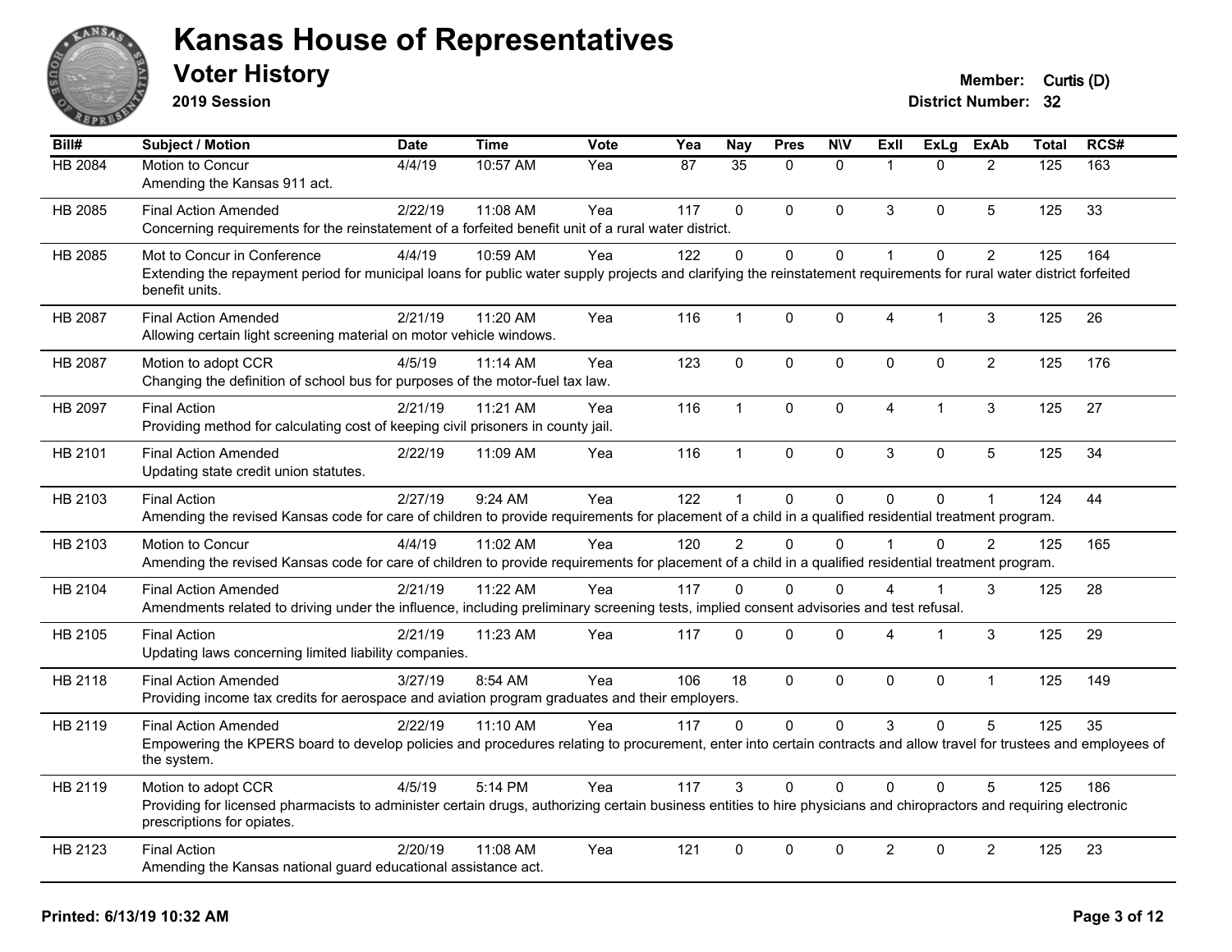# Kansas House of Representatives

## Voter History

**2019 Session**

**Member:** Curtis (D)
**District Number:** 32

| Bill# | Subject / Motion | Date | Time | Vote | Yea | Nay | Pres | N\V | ExII | ExLg | ExAb | Total | RCS# |
|---|---|---|---|---|---|---|---|---|---|---|---|---|---|
| HB 2084 | Motion to Concur<br>Amending the Kansas 911 act. | 4/4/19 | 10:57 AM | Yea | 87 | 35 | 0 | 0 | 1 | 0 | 2 | 125 | 163 |
| HB 2085 | Final Action Amended<br>Concerning requirements for the reinstatement of a forfeited benefit unit of a rural water district. | 2/22/19 | 11:08 AM | Yea | 117 | 0 | 0 | 0 | 3 | 0 | 5 | 125 | 33 |
| HB 2085 | Mot to Concur in Conference<br>Extending the repayment period for municipal loans for public water supply projects and clarifying the reinstatement requirements for rural water district forfeited benefit units. | 4/4/19 | 10:59 AM | Yea | 122 | 0 | 0 | 0 | 1 | 0 | 2 | 125 | 164 |
| HB 2087 | Final Action Amended<br>Allowing certain light screening material on motor vehicle windows. | 2/21/19 | 11:20 AM | Yea | 116 | 1 | 0 | 0 | 4 | 1 | 3 | 125 | 26 |
| HB 2087 | Motion to adopt CCR<br>Changing the definition of school bus for purposes of the motor-fuel tax law. | 4/5/19 | 11:14 AM | Yea | 123 | 0 | 0 | 0 | 0 | 0 | 2 | 125 | 176 |
| HB 2097 | Final Action<br>Providing method for calculating cost of keeping civil prisoners in county jail. | 2/21/19 | 11:21 AM | Yea | 116 | 1 | 0 | 0 | 4 | 1 | 3 | 125 | 27 |
| HB 2101 | Final Action Amended<br>Updating state credit union statutes. | 2/22/19 | 11:09 AM | Yea | 116 | 1 | 0 | 0 | 3 | 0 | 5 | 125 | 34 |
| HB 2103 | Final Action<br>Amending the revised Kansas code for care of children to provide requirements for placement of a child in a qualified residential treatment program. | 2/27/19 | 9:24 AM | Yea | 122 | 1 | 0 | 0 | 0 | 0 | 1 | 124 | 44 |
| HB 2103 | Motion to Concur<br>Amending the revised Kansas code for care of children to provide requirements for placement of a child in a qualified residential treatment program. | 4/4/19 | 11:02 AM | Yea | 120 | 2 | 0 | 0 | 1 | 0 | 2 | 125 | 165 |
| HB 2104 | Final Action Amended<br>Amendments related to driving under the influence, including preliminary screening tests, implied consent advisories and test refusal. | 2/21/19 | 11:22 AM | Yea | 117 | 0 | 0 | 0 | 4 | 1 | 3 | 125 | 28 |
| HB 2105 | Final Action<br>Updating laws concerning limited liability companies. | 2/21/19 | 11:23 AM | Yea | 117 | 0 | 0 | 0 | 4 | 1 | 3 | 125 | 29 |
| HB 2118 | Final Action Amended<br>Providing income tax credits for aerospace and aviation program graduates and their employers. | 3/27/19 | 8:54 AM | Yea | 106 | 18 | 0 | 0 | 0 | 0 | 1 | 125 | 149 |
| HB 2119 | Final Action Amended<br>Empowering the KPERS board to develop policies and procedures relating to procurement, enter into certain contracts and allow travel for trustees and employees of the system. | 2/22/19 | 11:10 AM | Yea | 117 | 0 | 0 | 0 | 3 | 0 | 5 | 125 | 35 |
| HB 2119 | Motion to adopt CCR<br>Providing for licensed pharmacists to administer certain drugs, authorizing certain business entities to hire physicians and chiropractors and requiring electronic prescriptions for opiates. | 4/5/19 | 5:14 PM | Yea | 117 | 3 | 0 | 0 | 0 | 0 | 5 | 125 | 186 |
| HB 2123 | Final Action<br>Amending the Kansas national guard educational assistance act. | 2/20/19 | 11:08 AM | Yea | 121 | 0 | 0 | 0 | 2 | 0 | 2 | 125 | 23 |

**Printed: 6/13/19 10:32 AM**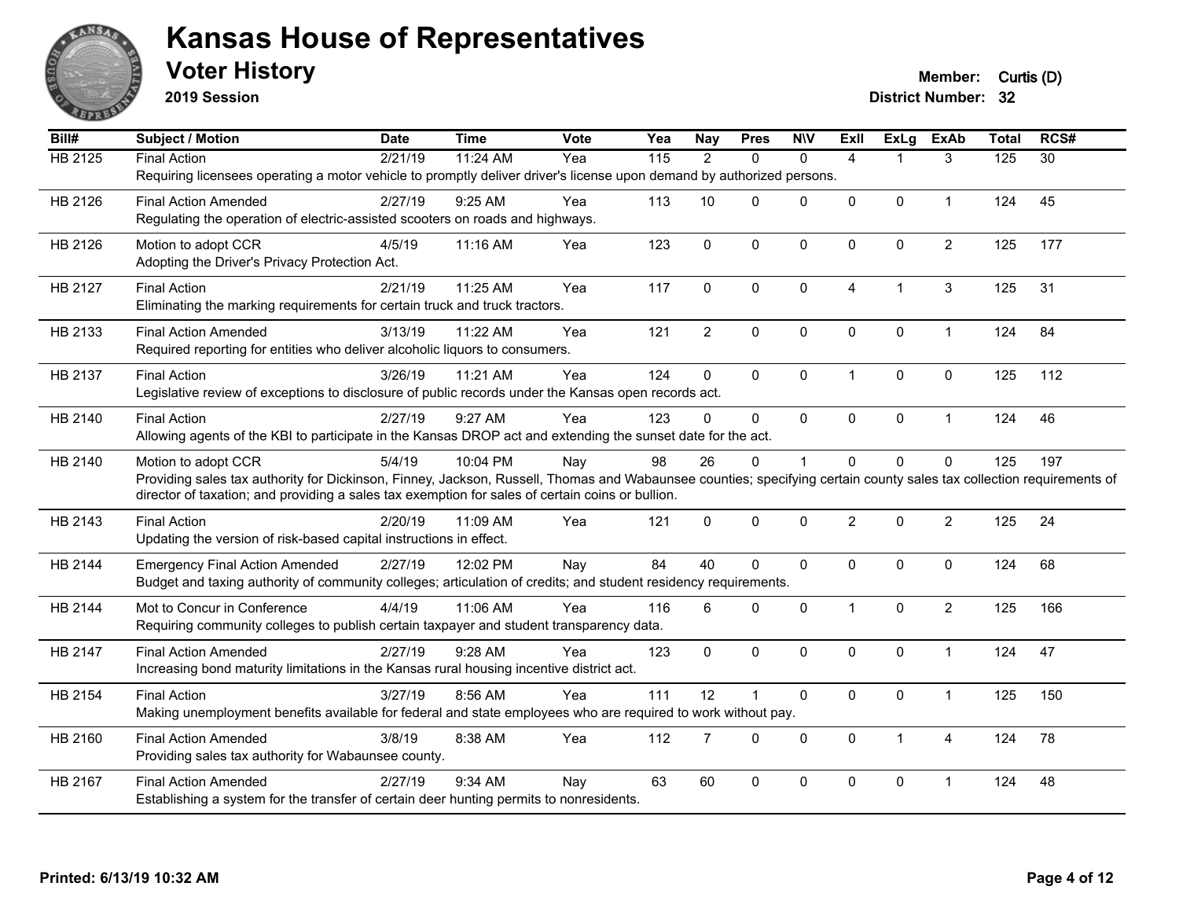# Kansas House of Representatives

## Voter History

**2019 Session**

**Member:** Curtis (D)
**District Number:** 32

| Bill# | Subject / Motion | Date | Time | Vote | Yea | Nay | Pres | N\V | ExII | ExLg | ExAb | Total | RCS# |
|---|---|---|---|---|---|---|---|---|---|---|---|---|---|
| HB 2125 | Final Action | 2/21/19 | 11:24 AM | Yea | 115 | 2 | 0 | 0 | 4 | 1 | 3 | 125 | 30 |
| | Requiring licensees operating a motor vehicle to promptly deliver driver's license upon demand by authorized persons. | | | | | | | | | | | | |
| HB 2126 | Final Action Amended | 2/27/19 | 9:25 AM | Yea | 113 | 10 | 0 | 0 | 0 | 0 | 1 | 124 | 45 |
| | Regulating the operation of electric-assisted scooters on roads and highways. | | | | | | | | | | | | |
| HB 2126 | Motion to adopt CCR | 4/5/19 | 11:16 AM | Yea | 123 | 0 | 0 | 0 | 0 | 0 | 2 | 125 | 177 |
| | Adopting the Driver's Privacy Protection Act. | | | | | | | | | | | | |
| HB 2127 | Final Action | 2/21/19 | 11:25 AM | Yea | 117 | 0 | 0 | 0 | 4 | 1 | 3 | 125 | 31 |
| | Eliminating the marking requirements for certain truck and truck tractors. | | | | | | | | | | | | |
| HB 2133 | Final Action Amended | 3/13/19 | 11:22 AM | Yea | 121 | 2 | 0 | 0 | 0 | 0 | 1 | 124 | 84 |
| | Required reporting for entities who deliver alcoholic liquors to consumers. | | | | | | | | | | | | |
| HB 2137 | Final Action | 3/26/19 | 11:21 AM | Yea | 124 | 0 | 0 | 0 | 1 | 0 | 0 | 125 | 112 |
| | Legislative review of exceptions to disclosure of public records under the Kansas open records act. | | | | | | | | | | | | |
| HB 2140 | Final Action | 2/27/19 | 9:27 AM | Yea | 123 | 0 | 0 | 0 | 0 | 0 | 1 | 124 | 46 |
| | Allowing agents of the KBI to participate in the Kansas DROP act and extending the sunset date for the act. | | | | | | | | | | | | |
| HB 2140 | Motion to adopt CCR | 5/4/19 | 10:04 PM | Nay | 98 | 26 | 0 | 1 | 0 | 0 | 0 | 125 | 197 |
| | Providing sales tax authority for Dickinson, Finney, Jackson, Russell, Thomas and Wabaunsee counties; specifying certain county sales tax collection requirements of director of taxation; and providing a sales tax exemption for sales of certain coins or bullion. | | | | | | | | | | | | |
| HB 2143 | Final Action | 2/20/19 | 11:09 AM | Yea | 121 | 0 | 0 | 0 | 2 | 0 | 2 | 125 | 24 |
| | Updating the version of risk-based capital instructions in effect. | | | | | | | | | | | | |
| HB 2144 | Emergency Final Action Amended | 2/27/19 | 12:02 PM | Nay | 84 | 40 | 0 | 0 | 0 | 0 | 0 | 124 | 68 |
| | Budget and taxing authority of community colleges; articulation of credits; and student residency requirements. | | | | | | | | | | | | |
| HB 2144 | Mot to Concur in Conference | 4/4/19 | 11:06 AM | Yea | 116 | 6 | 0 | 0 | 1 | 0 | 2 | 125 | 166 |
| | Requiring community colleges to publish certain taxpayer and student transparency data. | | | | | | | | | | | | |
| HB 2147 | Final Action Amended | 2/27/19 | 9:28 AM | Yea | 123 | 0 | 0 | 0 | 0 | 0 | 1 | 124 | 47 |
| | Increasing bond maturity limitations in the Kansas rural housing incentive district act. | | | | | | | | | | | | |
| HB 2154 | Final Action | 3/27/19 | 8:56 AM | Yea | 111 | 12 | 1 | 0 | 0 | 0 | 1 | 125 | 150 |
| | Making unemployment benefits available for federal and state employees who are required to work without pay. | | | | | | | | | | | | |
| HB 2160 | Final Action Amended | 3/8/19 | 8:38 AM | Yea | 112 | 7 | 0 | 0 | 0 | 1 | 4 | 124 | 78 |
| | Providing sales tax authority for Wabaunsee county. | | | | | | | | | | | | |
| HB 2167 | Final Action Amended | 2/27/19 | 9:34 AM | Nay | 63 | 60 | 0 | 0 | 0 | 0 | 1 | 124 | 48 |
| | Establishing a system for the transfer of certain deer hunting permits to nonresidents. | | | | | | | | | | | | |

Printed: 6/13/19 10:32 AM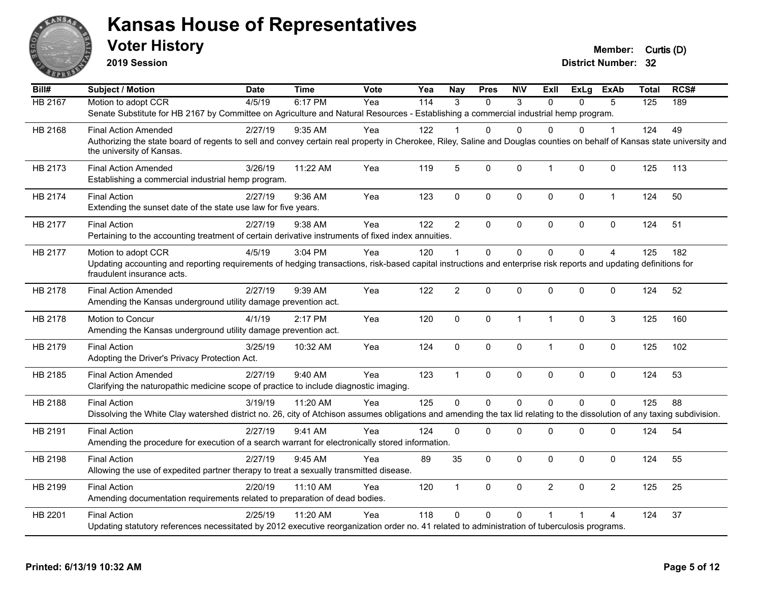# Kansas House of Representatives

## Voter History

**2019 Session**

**Member:** Curtis (D)
**District Number:** 32

| Bill# | Subject / Motion | Date | Time | Vote | Yea | Nay | Pres | N\V | ExII | ExLg | ExAb | Total | RCS# |
|---|---|---|---|---|---|---|---|---|---|---|---|---|---|
| HB 2167 | Motion to adopt CCR | 4/5/19 | 6:17 PM | Yea | 114 | 3 | 0 | 3 | 0 | 0 | 5 | 125 | 189 |
| | Senate Substitute for HB 2167 by Committee on Agriculture and Natural Resources - Establishing a commercial industrial hemp program. | | | | | | | | | | | | |
| HB 2168 | Final Action Amended | 2/27/19 | 9:35 AM | Yea | 122 | 1 | 0 | 0 | 0 | 0 | 1 | 124 | 49 |
| | Authorizing the state board of regents to sell and convey certain real property in Cherokee, Riley, Saline and Douglas counties on behalf of Kansas state university and the university of Kansas. | | | | | | | | | | | | |
| HB 2173 | Final Action Amended | 3/26/19 | 11:22 AM | Yea | 119 | 5 | 0 | 0 | 1 | 0 | 0 | 125 | 113 |
| | Establishing a commercial industrial hemp program. | | | | | | | | | | | | |
| HB 2174 | Final Action | 2/27/19 | 9:36 AM | Yea | 123 | 0 | 0 | 0 | 0 | 0 | 1 | 124 | 50 |
| | Extending the sunset date of the state use law for five years. | | | | | | | | | | | | |
| HB 2177 | Final Action | 2/27/19 | 9:38 AM | Yea | 122 | 2 | 0 | 0 | 0 | 0 | 0 | 124 | 51 |
| | Pertaining to the accounting treatment of certain derivative instruments of fixed index annuities. | | | | | | | | | | | | |
| HB 2177 | Motion to adopt CCR | 4/5/19 | 3:04 PM | Yea | 120 | 1 | 0 | 0 | 0 | 0 | 4 | 125 | 182 |
| | Updating accounting and reporting requirements of hedging transactions, risk-based capital instructions and enterprise risk reports and updating definitions for fraudulent insurance acts. | | | | | | | | | | | | |
| HB 2178 | Final Action Amended | 2/27/19 | 9:39 AM | Yea | 122 | 2 | 0 | 0 | 0 | 0 | 0 | 124 | 52 |
| | Amending the Kansas underground utility damage prevention act. | | | | | | | | | | | | |
| HB 2178 | Motion to Concur | 4/1/19 | 2:17 PM | Yea | 120 | 0 | 0 | 1 | 1 | 0 | 3 | 125 | 160 |
| | Amending the Kansas underground utility damage prevention act. | | | | | | | | | | | | |
| HB 2179 | Final Action | 3/25/19 | 10:32 AM | Yea | 124 | 0 | 0 | 0 | 1 | 0 | 0 | 125 | 102 |
| | Adopting the Driver's Privacy Protection Act. | | | | | | | | | | | | |
| HB 2185 | Final Action Amended | 2/27/19 | 9:40 AM | Yea | 123 | 1 | 0 | 0 | 0 | 0 | 0 | 124 | 53 |
| | Clarifying the naturopathic medicine scope of practice to include diagnostic imaging. | | | | | | | | | | | | |
| HB 2188 | Final Action | 3/19/19 | 11:20 AM | Yea | 125 | 0 | 0 | 0 | 0 | 0 | 0 | 125 | 88 |
| | Dissolving the White Clay watershed district no. 26, city of Atchison assumes obligations and amending the tax lid relating to the dissolution of any taxing subdivision. | | | | | | | | | | | | |
| HB 2191 | Final Action | 2/27/19 | 9:41 AM | Yea | 124 | 0 | 0 | 0 | 0 | 0 | 0 | 124 | 54 |
| | Amending the procedure for execution of a search warrant for electronically stored information. | | | | | | | | | | | | |
| HB 2198 | Final Action | 2/27/19 | 9:45 AM | Yea | 89 | 35 | 0 | 0 | 0 | 0 | 0 | 124 | 55 |
| | Allowing the use of expedited partner therapy to treat a sexually transmitted disease. | | | | | | | | | | | | |
| HB 2199 | Final Action | 2/20/19 | 11:10 AM | Yea | 120 | 1 | 0 | 0 | 2 | 0 | 2 | 125 | 25 |
| | Amending documentation requirements related to preparation of dead bodies. | | | | | | | | | | | | |
| HB 2201 | Final Action | 2/25/19 | 11:20 AM | Yea | 118 | 0 | 0 | 0 | 1 | 1 | 4 | 124 | 37 |
| | Updating statutory references necessitated by 2012 executive reorganization order no. 41 related to administration of tuberculosis programs. | | | | | | | | | | | | |

**Printed: 6/13/19 10:32 AM**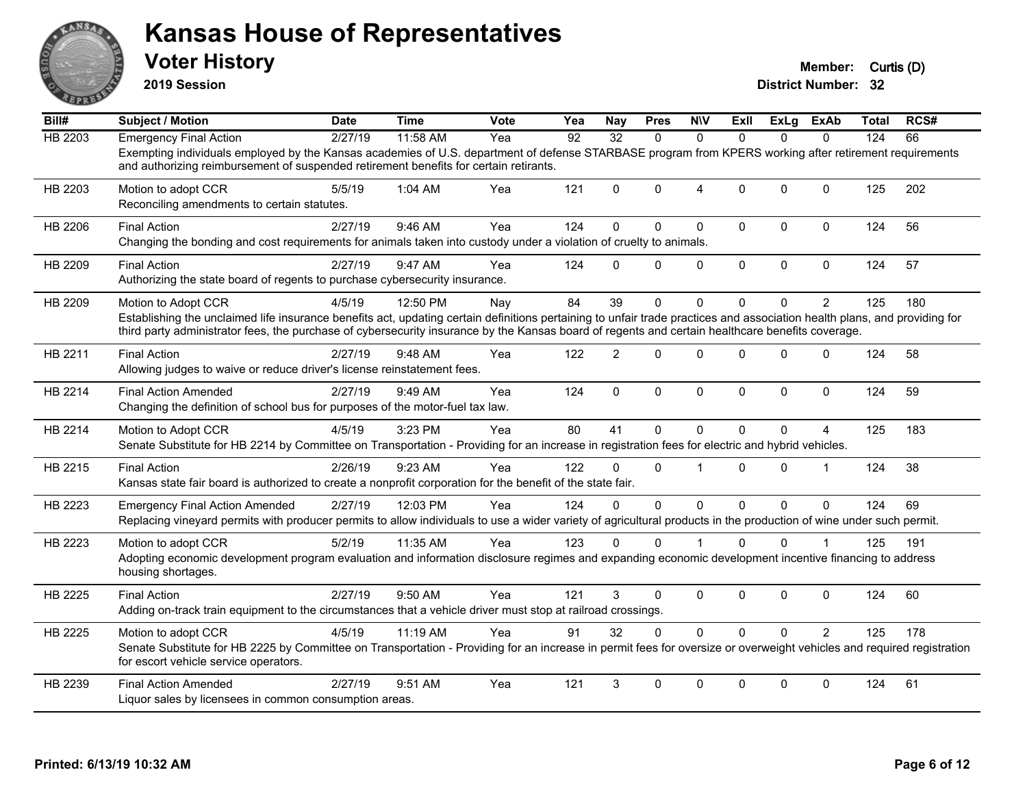# Kansas House of Representatives

## Voter History

**2019 Session**

**Member:** Curtis (D)
**District Number:** 32

| Bill# | Subject / Motion | Date | Time | Vote | Yea | Nay | Pres | N\V | ExIl | ExLg | ExAb | Total | RCS# |
|---|---|---|---|---|---|---|---|---|---|---|---|---|---|
| HB 2203 | Emergency Final Action | 2/27/19 | 11:58 AM | Yea | 92 | 32 | 0 | 0 | 0 | 0 | 0 | 124 | 66 |
| | Exempting individuals employed by the Kansas academies of U.S. department of defense STARBASE program from KPERS working after retirement requirements and authorizing reimbursement of suspended retirement benefits for certain retirants. | | | | | | | | | | | | |
| HB 2203 | Motion to adopt CCR | 5/5/19 | 1:04 AM | Yea | 121 | 0 | 0 | 4 | 0 | 0 | 0 | 125 | 202 |
| | Reconciling amendments to certain statutes. | | | | | | | | | | | | |
| HB 2206 | Final Action | 2/27/19 | 9:46 AM | Yea | 124 | 0 | 0 | 0 | 0 | 0 | 0 | 124 | 56 |
| | Changing the bonding and cost requirements for animals taken into custody under a violation of cruelty to animals. | | | | | | | | | | | | |
| HB 2209 | Final Action | 2/27/19 | 9:47 AM | Yea | 124 | 0 | 0 | 0 | 0 | 0 | 0 | 124 | 57 |
| | Authorizing the state board of regents to purchase cybersecurity insurance. | | | | | | | | | | | | |
| HB 2209 | Motion to Adopt CCR | 4/5/19 | 12:50 PM | Nay | 84 | 39 | 0 | 0 | 0 | 0 | 2 | 125 | 180 |
| | Establishing the unclaimed life insurance benefits act, updating certain definitions pertaining to unfair trade practices and association health plans, and providing for third party administrator fees, the purchase of cybersecurity insurance by the Kansas board of regents and certain healthcare benefits coverage. | | | | | | | | | | | | |
| HB 2211 | Final Action | 2/27/19 | 9:48 AM | Yea | 122 | 2 | 0 | 0 | 0 | 0 | 0 | 124 | 58 |
| | Allowing judges to waive or reduce driver's license reinstatement fees. | | | | | | | | | | | | |
| HB 2214 | Final Action Amended | 2/27/19 | 9:49 AM | Yea | 124 | 0 | 0 | 0 | 0 | 0 | 0 | 124 | 59 |
| | Changing the definition of school bus for purposes of the motor-fuel tax law. | | | | | | | | | | | | |
| HB 2214 | Motion to Adopt CCR | 4/5/19 | 3:23 PM | Yea | 80 | 41 | 0 | 0 | 0 | 0 | 4 | 125 | 183 |
| | Senate Substitute for HB 2214 by Committee on Transportation - Providing for an increase in registration fees for electric and hybrid vehicles. | | | | | | | | | | | | |
| HB 2215 | Final Action | 2/26/19 | 9:23 AM | Yea | 122 | 0 | 0 | 1 | 0 | 0 | 1 | 124 | 38 |
| | Kansas state fair board is authorized to create a nonprofit corporation for the benefit of the state fair. | | | | | | | | | | | | |
| HB 2223 | Emergency Final Action Amended | 2/27/19 | 12:03 PM | Yea | 124 | 0 | 0 | 0 | 0 | 0 | 0 | 124 | 69 |
| | Replacing vineyard permits with producer permits to allow individuals to use a wider variety of agricultural products in the production of wine under such permit. | | | | | | | | | | | | |
| HB 2223 | Motion to adopt CCR | 5/2/19 | 11:35 AM | Yea | 123 | 0 | 0 | 1 | 0 | 0 | 1 | 125 | 191 |
| | Adopting economic development program evaluation and information disclosure regimes and expanding economic development incentive financing to address housing shortages. | | | | | | | | | | | | |
| HB 2225 | Final Action | 2/27/19 | 9:50 AM | Yea | 121 | 3 | 0 | 0 | 0 | 0 | 0 | 124 | 60 |
| | Adding on-track train equipment to the circumstances that a vehicle driver must stop at railroad crossings. | | | | | | | | | | | | |
| HB 2225 | Motion to adopt CCR | 4/5/19 | 11:19 AM | Yea | 91 | 32 | 0 | 0 | 0 | 0 | 2 | 125 | 178 |
| | Senate Substitute for HB 2225 by Committee on Transportation - Providing for an increase in permit fees for oversize or overweight vehicles and required registration for escort vehicle service operators. | | | | | | | | | | | | |
| HB 2239 | Final Action Amended | 2/27/19 | 9:51 AM | Yea | 121 | 3 | 0 | 0 | 0 | 0 | 0 | 124 | 61 |
| | Liquor sales by licensees in common consumption areas. | | | | | | | | | | | | |

Printed: 6/13/19 10:32 AM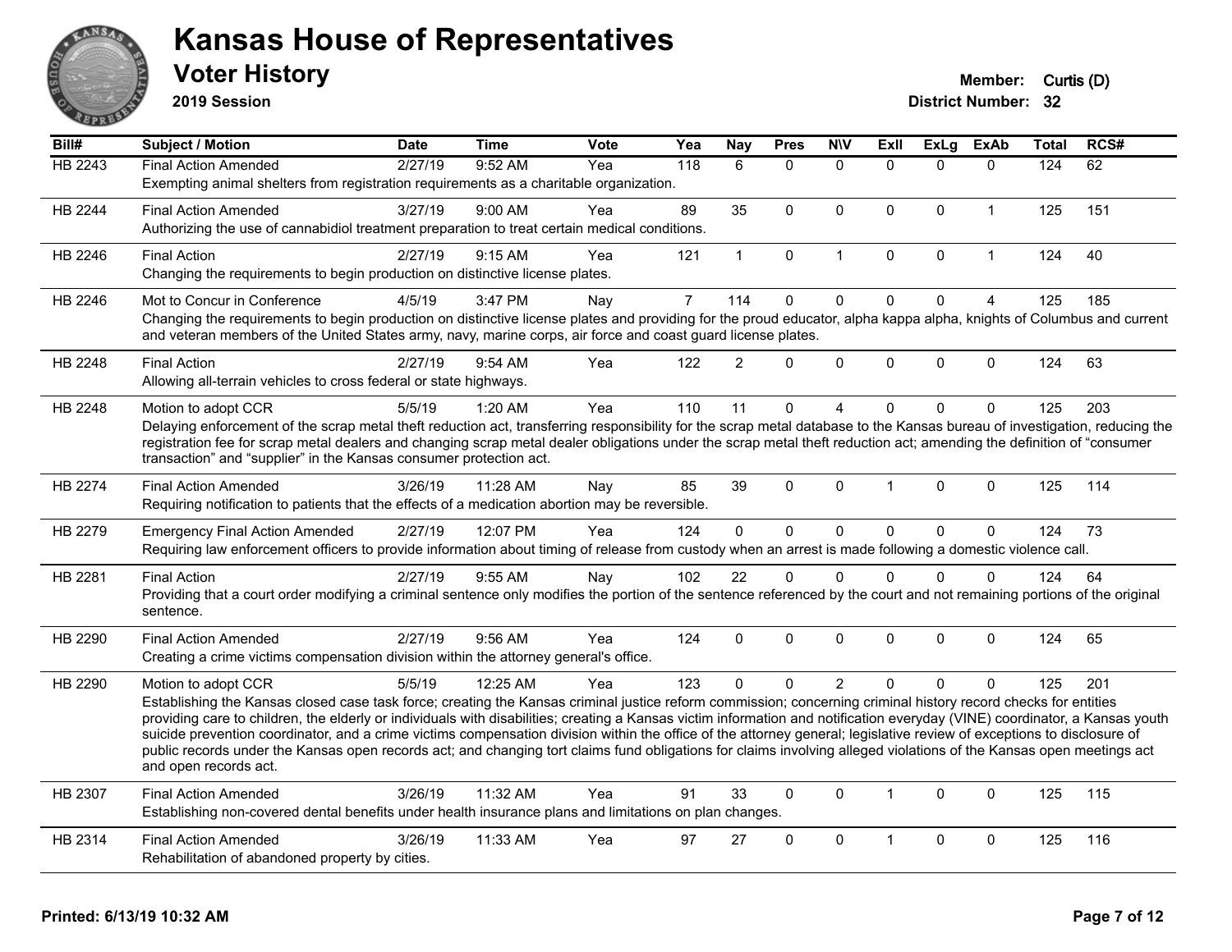# Kansas House of Representatives

## Voter History

**2019 Session**

**Member:** Curtis (D)
**District Number:** 32

| Bill# | Subject / Motion | Date | Time | Vote | Yea | Nay | Pres | N\V | ExII | ExLg | ExAb | Total | RCS# |
|---|---|---|---|---|---|---|---|---|---|---|---|---|---|
| HB 2243 | Final Action Amended | 2/27/19 | 9:52 AM | Yea | 118 | 6 | 0 | 0 | 0 | 0 | 0 | 124 | 62 |
| | Exempting animal shelters from registration requirements as a charitable organization. | | | | | | | | | | | | |
| HB 2244 | Final Action Amended | 3/27/19 | 9:00 AM | Yea | 89 | 35 | 0 | 0 | 0 | 0 | 1 | 125 | 151 |
| | Authorizing the use of cannabidiol treatment preparation to treat certain medical conditions. | | | | | | | | | | | | |
| HB 2246 | Final Action | 2/27/19 | 9:15 AM | Yea | 121 | 1 | 0 | 1 | 0 | 0 | 1 | 124 | 40 |
| | Changing the requirements to begin production on distinctive license plates. | | | | | | | | | | | | |
| HB 2246 | Mot to Concur in Conference | 4/5/19 | 3:47 PM | Nay | 7 | 114 | 0 | 0 | 0 | 0 | 4 | 125 | 185 |
| | Changing the requirements to begin production on distinctive license plates and providing for the proud educator, alpha kappa alpha, knights of Columbus and current and veteran members of the United States army, navy, marine corps, air force and coast guard license plates. | | | | | | | | | | | | |
| HB 2248 | Final Action | 2/27/19 | 9:54 AM | Yea | 122 | 2 | 0 | 0 | 0 | 0 | 0 | 124 | 63 |
| | Allowing all-terrain vehicles to cross federal or state highways. | | | | | | | | | | | | |
| HB 2248 | Motion to adopt CCR | 5/5/19 | 1:20 AM | Yea | 110 | 11 | 0 | 4 | 0 | 0 | 0 | 125 | 203 |
| | Delaying enforcement of the scrap metal theft reduction act, transferring responsibility for the scrap metal database to the Kansas bureau of investigation, reducing the registration fee for scrap metal dealers and changing scrap metal dealer obligations under the scrap metal theft reduction act; amending the definition of "consumer transaction" and "supplier" in the Kansas consumer protection act. | | | | | | | | | | | | |
| HB 2274 | Final Action Amended | 3/26/19 | 11:28 AM | Nay | 85 | 39 | 0 | 0 | 1 | 0 | 0 | 125 | 114 |
| | Requiring notification to patients that the effects of a medication abortion may be reversible. | | | | | | | | | | | | |
| HB 2279 | Emergency Final Action Amended | 2/27/19 | 12:07 PM | Yea | 124 | 0 | 0 | 0 | 0 | 0 | 0 | 124 | 73 |
| | Requiring law enforcement officers to provide information about timing of release from custody when an arrest is made following a domestic violence call. | | | | | | | | | | | | |
| HB 2281 | Final Action | 2/27/19 | 9:55 AM | Nay | 102 | 22 | 0 | 0 | 0 | 0 | 0 | 124 | 64 |
| | Providing that a court order modifying a criminal sentence only modifies the portion of the sentence referenced by the court and not remaining portions of the original sentence. | | | | | | | | | | | | |
| HB 2290 | Final Action Amended | 2/27/19 | 9:56 AM | Yea | 124 | 0 | 0 | 0 | 0 | 0 | 0 | 124 | 65 |
| | Creating a crime victims compensation division within the attorney general's office. | | | | | | | | | | | | |
| HB 2290 | Motion to adopt CCR | 5/5/19 | 12:25 AM | Yea | 123 | 0 | 0 | 2 | 0 | 0 | 0 | 125 | 201 |
| | Establishing the Kansas closed case task force; creating the Kansas criminal justice reform commission; concerning criminal history record checks for entities providing care to children, the elderly or individuals with disabilities; creating a Kansas victim information and notification everyday (VINE) coordinator, a Kansas youth suicide prevention coordinator, and a crime victims compensation division within the office of the attorney general; legislative review of exceptions to disclosure of public records under the Kansas open records act; and changing tort claims fund obligations for claims involving alleged violations of the Kansas open meetings act and open records act. | | | | | | | | | | | | |
| HB 2307 | Final Action Amended | 3/26/19 | 11:32 AM | Yea | 91 | 33 | 0 | 0 | 1 | 0 | 0 | 125 | 115 |
| | Establishing non-covered dental benefits under health insurance plans and limitations on plan changes. | | | | | | | | | | | | |
| HB 2314 | Final Action Amended | 3/26/19 | 11:33 AM | Yea | 97 | 27 | 0 | 0 | 1 | 0 | 0 | 125 | 116 |
| | Rehabilitation of abandoned property by cities. | | | | | | | | | | | | |

**Printed: 6/13/19 10:32 AM**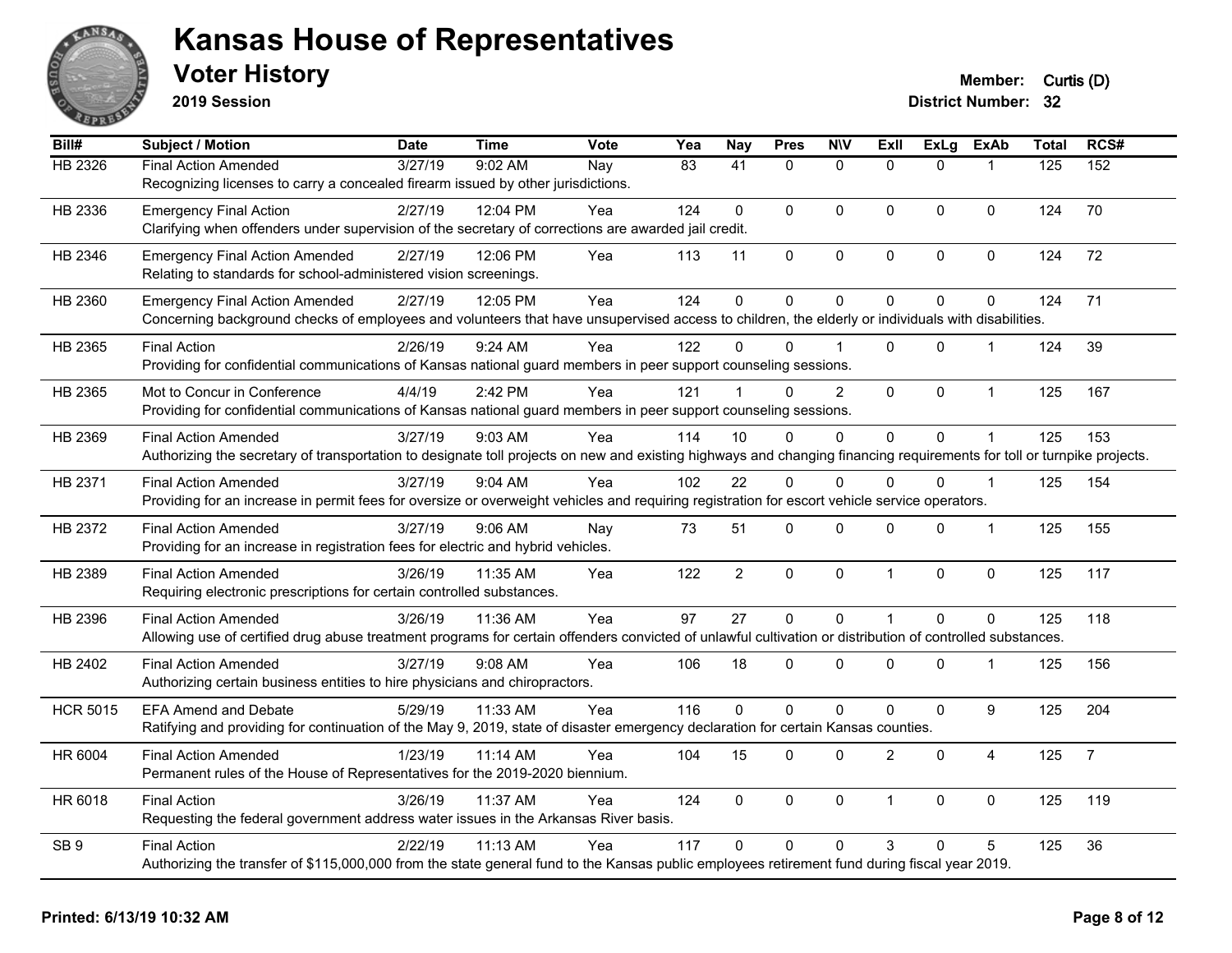# Kansas House of Representatives

## Voter History

**2019 Session**

**Member:** Curtis (D)
**District Number:** 32

| Bill# | Subject / Motion | Date | Time | Vote | Yea | Nay | Pres | N\V | ExII | ExLg | ExAb | Total | RCS# |
|---|---|---|---|---|---|---|---|---|---|---|---|---|---|
| HB 2326 | Final Action Amended | 3/27/19 | 9:02 AM | Nay | 83 | 41 | 0 | 0 | 0 | 0 | 1 | 125 | 152 |
| | Recognizing licenses to carry a concealed firearm issued by other jurisdictions. | | | | | | | | | | | | |
| HB 2336 | Emergency Final Action | 2/27/19 | 12:04 PM | Yea | 124 | 0 | 0 | 0 | 0 | 0 | 0 | 124 | 70 |
| | Clarifying when offenders under supervision of the secretary of corrections are awarded jail credit. | | | | | | | | | | | | |
| HB 2346 | Emergency Final Action Amended | 2/27/19 | 12:06 PM | Yea | 113 | 11 | 0 | 0 | 0 | 0 | 0 | 124 | 72 |
| | Relating to standards for school-administered vision screenings. | | | | | | | | | | | | |
| HB 2360 | Emergency Final Action Amended | 2/27/19 | 12:05 PM | Yea | 124 | 0 | 0 | 0 | 0 | 0 | 0 | 124 | 71 |
| | Concerning background checks of employees and volunteers that have unsupervised access to children, the elderly or individuals with disabilities. | | | | | | | | | | | | |
| HB 2365 | Final Action | 2/26/19 | 9:24 AM | Yea | 122 | 0 | 0 | 1 | 0 | 0 | 1 | 124 | 39 |
| | Providing for confidential communications of Kansas national guard members in peer support counseling sessions. | | | | | | | | | | | | |
| HB 2365 | Mot to Concur in Conference | 4/4/19 | 2:42 PM | Yea | 121 | 1 | 0 | 2 | 0 | 0 | 1 | 125 | 167 |
| | Providing for confidential communications of Kansas national guard members in peer support counseling sessions. | | | | | | | | | | | | |
| HB 2369 | Final Action Amended | 3/27/19 | 9:03 AM | Yea | 114 | 10 | 0 | 0 | 0 | 0 | 1 | 125 | 153 |
| | Authorizing the secretary of transportation to designate toll projects on new and existing highways and changing financing requirements for toll or turnpike projects. | | | | | | | | | | | | |
| HB 2371 | Final Action Amended | 3/27/19 | 9:04 AM | Yea | 102 | 22 | 0 | 0 | 0 | 0 | 1 | 125 | 154 |
| | Providing for an increase in permit fees for oversize or overweight vehicles and requiring registration for escort vehicle service operators. | | | | | | | | | | | | |
| HB 2372 | Final Action Amended | 3/27/19 | 9:06 AM | Nay | 73 | 51 | 0 | 0 | 0 | 0 | 1 | 125 | 155 |
| | Providing for an increase in registration fees for electric and hybrid vehicles. | | | | | | | | | | | | |
| HB 2389 | Final Action Amended | 3/26/19 | 11:35 AM | Yea | 122 | 2 | 0 | 0 | 1 | 0 | 0 | 125 | 117 |
| | Requiring electronic prescriptions for certain controlled substances. | | | | | | | | | | | | |
| HB 2396 | Final Action Amended | 3/26/19 | 11:36 AM | Yea | 97 | 27 | 0 | 0 | 1 | 0 | 0 | 125 | 118 |
| | Allowing use of certified drug abuse treatment programs for certain offenders convicted of unlawful cultivation or distribution of controlled substances. | | | | | | | | | | | | |
| HB 2402 | Final Action Amended | 3/27/19 | 9:08 AM | Yea | 106 | 18 | 0 | 0 | 0 | 0 | 1 | 125 | 156 |
| | Authorizing certain business entities to hire physicians and chiropractors. | | | | | | | | | | | | |
| HCR 5015 | EFA Amend and Debate | 5/29/19 | 11:33 AM | Yea | 116 | 0 | 0 | 0 | 0 | 0 | 9 | 125 | 204 |
| | Ratifying and providing for continuation of the May 9, 2019, state of disaster emergency declaration for certain Kansas counties. | | | | | | | | | | | | |
| HR 6004 | Final Action Amended | 1/23/19 | 11:14 AM | Yea | 104 | 15 | 0 | 0 | 2 | 0 | 4 | 125 | 7 |
| | Permanent rules of the House of Representatives for the 2019-2020 biennium. | | | | | | | | | | | | |
| HR 6018 | Final Action | 3/26/19 | 11:37 AM | Yea | 124 | 0 | 0 | 0 | 1 | 0 | 0 | 125 | 119 |
| | Requesting the federal government address water issues in the Arkansas River basis. | | | | | | | | | | | | |
| SB 9 | Final Action | 2/22/19 | 11:13 AM | Yea | 117 | 0 | 0 | 0 | 3 | 0 | 5 | 125 | 36 |
| | Authorizing the transfer of $115,000,000 from the state general fund to the Kansas public employees retirement fund during fiscal year 2019. | | | | | | | | | | | | |

**Printed: 6/13/19 10:32 AM**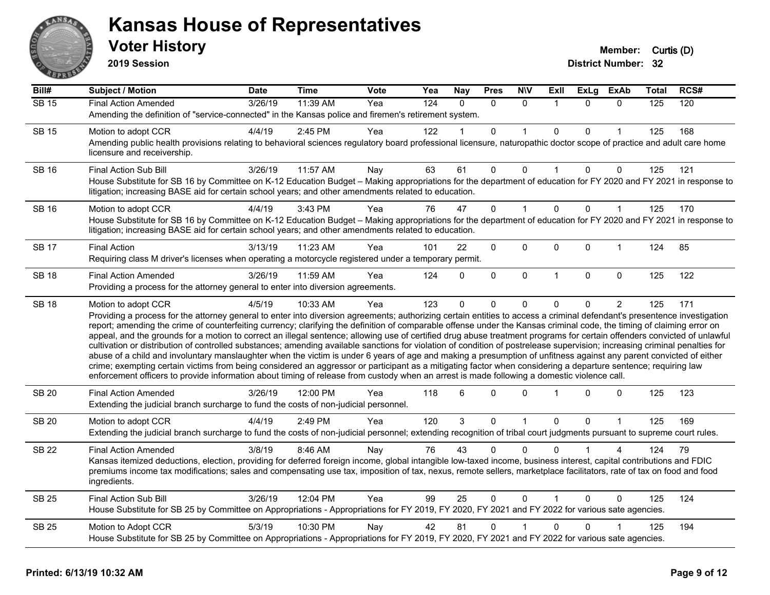# Kansas House of Representatives

## Voter History

**2019 Session**

**Member:** Curtis (D)
**District Number:** 32

| Bill# | Subject / Motion | Date | Time | Vote | Yea | Nay | Pres | N\V | ExII | ExLg | ExAb | Total | RCS# |
|---|---|---|---|---|---|---|---|---|---|---|---|---|---|
| SB 15 | Final Action Amended | 3/26/19 | 11:39 AM | Yea | 124 | 0 | 0 | 0 | 1 | 0 | 0 | 125 | 120 |
| | Amending the definition of "service-connected" in the Kansas police and firemen's retirement system. | | | | | | | | | | | | |
| SB 15 | Motion to adopt CCR | 4/4/19 | 2:45 PM | Yea | 122 | 1 | 0 | 1 | 0 | 0 | 1 | 125 | 168 |
| | Amending public health provisions relating to behavioral sciences regulatory board professional licensure, naturopathic doctor scope of practice and adult care home licensure and receivership. | | | | | | | | | | | | |
| SB 16 | Final Action Sub Bill | 3/26/19 | 11:57 AM | Nay | 63 | 61 | 0 | 0 | 1 | 0 | 0 | 125 | 121 |
| | House Substitute for SB 16 by Committee on K-12 Education Budget – Making appropriations for the department of education for FY 2020 and FY 2021 in response to litigation; increasing BASE aid for certain school years; and other amendments related to education. | | | | | | | | | | | | |
| SB 16 | Motion to adopt CCR | 4/4/19 | 3:43 PM | Yea | 76 | 47 | 0 | 1 | 0 | 0 | 1 | 125 | 170 |
| | House Substitute for SB 16 by Committee on K-12 Education Budget – Making appropriations for the department of education for FY 2020 and FY 2021 in response to litigation; increasing BASE aid for certain school years; and other amendments related to education. | | | | | | | | | | | | |
| SB 17 | Final Action | 3/13/19 | 11:23 AM | Yea | 101 | 22 | 0 | 0 | 0 | 0 | 1 | 124 | 85 |
| | Requiring class M driver's licenses when operating a motorcycle registered under a temporary permit. | | | | | | | | | | | | |
| SB 18 | Final Action Amended | 3/26/19 | 11:59 AM | Yea | 124 | 0 | 0 | 0 | 1 | 0 | 0 | 125 | 122 |
| | Providing a process for the attorney general to enter into diversion agreements. | | | | | | | | | | | | |
| SB 18 | Motion to adopt CCR | 4/5/19 | 10:33 AM | Yea | 123 | 0 | 0 | 0 | 0 | 0 | 2 | 125 | 171 |
| | Providing a process for the attorney general to enter into diversion agreements; authorizing certain entities to access a criminal defendant's presentence investigation report; amending the crime of counterfeiting currency; clarifying the definition of comparable offense under the Kansas criminal code, the timing of claiming error on appeal, and the grounds for a motion to correct an illegal sentence; allowing use of certified drug abuse treatment programs for certain offenders convicted of unlawful cultivation or distribution of controlled substances; amending available sanctions for violation of condition of postrelease supervision; increasing criminal penalties for abuse of a child and involuntary manslaughter when the victim is under 6 years of age and making a presumption of unfitness against any parent convicted of either crime; exempting certain victims from being considered an aggressor or participant as a mitigating factor when considering a departure sentence; requiring law enforcement officers to provide information about timing of release from custody when an arrest is made following a domestic violence call. | | | | | | | | | | | | |
| SB 20 | Final Action Amended | 3/26/19 | 12:00 PM | Yea | 118 | 6 | 0 | 0 | 1 | 0 | 0 | 125 | 123 |
| | Extending the judicial branch surcharge to fund the costs of non-judicial personnel. | | | | | | | | | | | | |
| SB 20 | Motion to adopt CCR | 4/4/19 | 2:49 PM | Yea | 120 | 3 | 0 | 1 | 0 | 0 | 1 | 125 | 169 |
| | Extending the judicial branch surcharge to fund the costs of non-judicial personnel; extending recognition of tribal court judgments pursuant to supreme court rules. | | | | | | | | | | | | |
| SB 22 | Final Action Amended | 3/8/19 | 8:46 AM | Nay | 76 | 43 | 0 | 0 | 0 | 1 | 4 | 124 | 79 |
| | Kansas itemized deductions, election, providing for deferred foreign income, global intangible low-taxed income, business interest, capital contributions and FDIC premiums income tax modifications; sales and compensating use tax, imposition of tax, nexus, remote sellers, marketplace facilitators, rate of tax on food and food ingredients. | | | | | | | | | | | | |
| SB 25 | Final Action Sub Bill | 3/26/19 | 12:04 PM | Yea | 99 | 25 | 0 | 0 | 1 | 0 | 0 | 125 | 124 |
| | House Substitute for SB 25 by Committee on Appropriations - Appropriations for FY 2019, FY 2020, FY 2021 and FY 2022 for various sate agencies. | | | | | | | | | | | | |
| SB 25 | Motion to Adopt CCR | 5/3/19 | 10:30 PM | Nay | 42 | 81 | 0 | 1 | 0 | 0 | 1 | 125 | 194 |
| | House Substitute for SB 25 by Committee on Appropriations - Appropriations for FY 2019, FY 2020, FY 2021 and FY 2022 for various sate agencies. | | | | | | | | | | | | |

**Printed: 6/13/19 10:32 AM**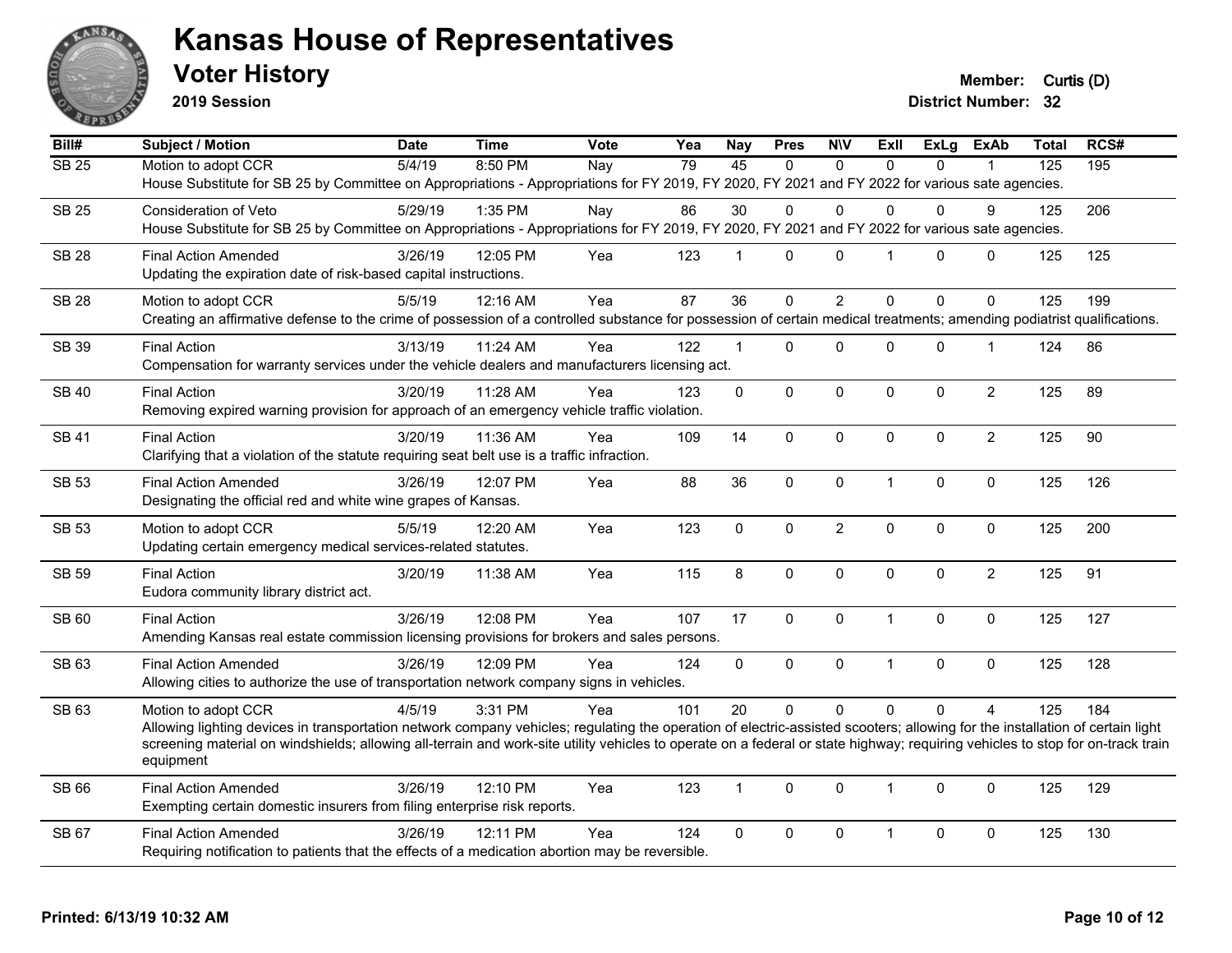# Kansas House of Representatives

## Voter History

**2019 Session**

**Member:** Curtis (D)
**District Number:** 32

| Bill# | Subject / Motion | Date | Time | Vote | Yea | Nay | Pres | N\V | ExII | ExLg | ExAb | Total | RCS# |
|---|---|---|---|---|---|---|---|---|---|---|---|---|---|
| SB 25 | Motion to adopt CCR | 5/4/19 | 8:50 PM | Nay | 79 | 45 | 0 | 0 | 0 | 0 | 1 | 125 | 195 |
| | House Substitute for SB 25 by Committee on Appropriations - Appropriations for FY 2019, FY 2020, FY 2021 and FY 2022 for various sate agencies. | | | | | | | | | | | | |
| SB 25 | Consideration of Veto | 5/29/19 | 1:35 PM | Nay | 86 | 30 | 0 | 0 | 0 | 0 | 9 | 125 | 206 |
| | House Substitute for SB 25 by Committee on Appropriations - Appropriations for FY 2019, FY 2020, FY 2021 and FY 2022 for various sate agencies. | | | | | | | | | | | | |
| SB 28 | Final Action Amended | 3/26/19 | 12:05 PM | Yea | 123 | 1 | 0 | 0 | 1 | 0 | 0 | 125 | 125 |
| | Updating the expiration date of risk-based capital instructions. | | | | | | | | | | | | |
| SB 28 | Motion to adopt CCR | 5/5/19 | 12:16 AM | Yea | 87 | 36 | 0 | 2 | 0 | 0 | 0 | 125 | 199 |
| | Creating an affirmative defense to the crime of possession of a controlled substance for possession of certain medical treatments; amending podiatrist qualifications. | | | | | | | | | | | | |
| SB 39 | Final Action | 3/13/19 | 11:24 AM | Yea | 122 | 1 | 0 | 0 | 0 | 0 | 1 | 124 | 86 |
| | Compensation for warranty services under the vehicle dealers and manufacturers licensing act. | | | | | | | | | | | | |
| SB 40 | Final Action | 3/20/19 | 11:28 AM | Yea | 123 | 0 | 0 | 0 | 0 | 0 | 2 | 125 | 89 |
| | Removing expired warning provision for approach of an emergency vehicle traffic violation. | | | | | | | | | | | | |
| SB 41 | Final Action | 3/20/19 | 11:36 AM | Yea | 109 | 14 | 0 | 0 | 0 | 0 | 2 | 125 | 90 |
| | Clarifying that a violation of the statute requiring seat belt use is a traffic infraction. | | | | | | | | | | | | |
| SB 53 | Final Action Amended | 3/26/19 | 12:07 PM | Yea | 88 | 36 | 0 | 0 | 1 | 0 | 0 | 125 | 126 |
| | Designating the official red and white wine grapes of Kansas. | | | | | | | | | | | | |
| SB 53 | Motion to adopt CCR | 5/5/19 | 12:20 AM | Yea | 123 | 0 | 0 | 2 | 0 | 0 | 0 | 125 | 200 |
| | Updating certain emergency medical services-related statutes. | | | | | | | | | | | | |
| SB 59 | Final Action | 3/20/19 | 11:38 AM | Yea | 115 | 8 | 0 | 0 | 0 | 0 | 2 | 125 | 91 |
| | Eudora community library district act. | | | | | | | | | | | | |
| SB 60 | Final Action | 3/26/19 | 12:08 PM | Yea | 107 | 17 | 0 | 0 | 1 | 0 | 0 | 125 | 127 |
| | Amending Kansas real estate commission licensing provisions for brokers and sales persons. | | | | | | | | | | | | |
| SB 63 | Final Action Amended | 3/26/19 | 12:09 PM | Yea | 124 | 0 | 0 | 0 | 1 | 0 | 0 | 125 | 128 |
| | Allowing cities to authorize the use of transportation network company signs in vehicles. | | | | | | | | | | | | |
| SB 63 | Motion to adopt CCR | 4/5/19 | 3:31 PM | Yea | 101 | 20 | 0 | 0 | 0 | 0 | 4 | 125 | 184 |
| | Allowing lighting devices in transportation network company vehicles; regulating the operation of electric-assisted scooters; allowing for the installation of certain light screening material on windshields; allowing all-terrain and work-site utility vehicles to operate on a federal or state highway; requiring vehicles to stop for on-track train equipment | | | | | | | | | | | | |
| SB 66 | Final Action Amended | 3/26/19 | 12:10 PM | Yea | 123 | 1 | 0 | 0 | 1 | 0 | 0 | 125 | 129 |
| | Exempting certain domestic insurers from filing enterprise risk reports. | | | | | | | | | | | | |
| SB 67 | Final Action Amended | 3/26/19 | 12:11 PM | Yea | 124 | 0 | 0 | 0 | 1 | 0 | 0 | 125 | 130 |
| | Requiring notification to patients that the effects of a medication abortion may be reversible. | | | | | | | | | | | | |

**Printed: 6/13/19 10:32 AM**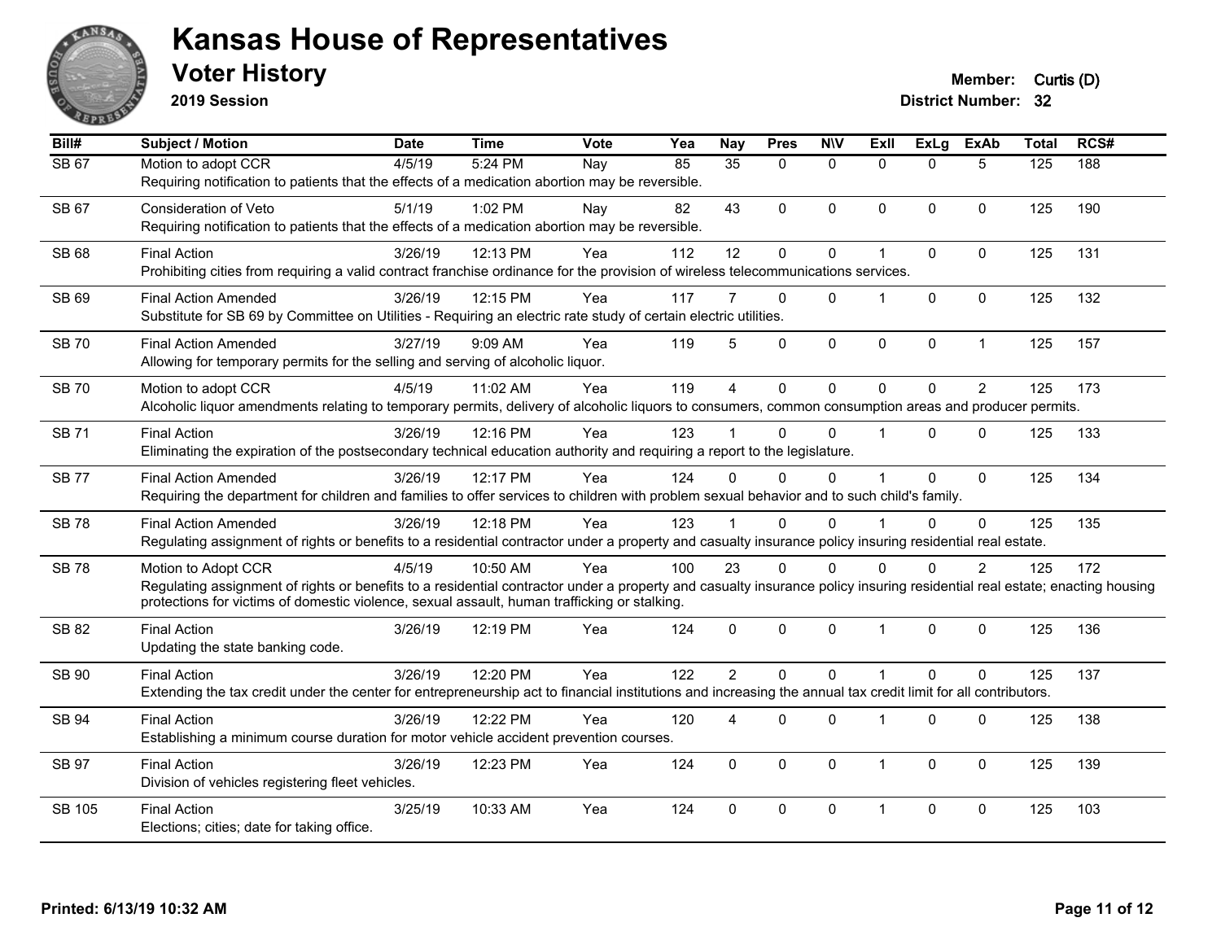# Kansas House of Representatives

## Voter History

**2019 Session**

**Member:** Curtis (D)
**District Number:** 32

| Bill# | Subject / Motion | Date | Time | Vote | Yea | Nay | Pres | N\V | ExII | ExLg | ExAb | Total | RCS# |
|---|---|---|---|---|---|---|---|---|---|---|---|---|---|
| SB 67 | Motion to adopt CCR | 4/5/19 | 5:24 PM | Nay | 85 | 35 | 0 | 0 | 0 | 0 | 5 | 125 | 188 |
| | Requiring notification to patients that the effects of a medication abortion may be reversible. | | | | | | | | | | | | |
| SB 67 | Consideration of Veto | 5/1/19 | 1:02 PM | Nay | 82 | 43 | 0 | 0 | 0 | 0 | 0 | 125 | 190 |
| | Requiring notification to patients that the effects of a medication abortion may be reversible. | | | | | | | | | | | | |
| SB 68 | Final Action | 3/26/19 | 12:13 PM | Yea | 112 | 12 | 0 | 0 | 1 | 0 | 0 | 125 | 131 |
| | Prohibiting cities from requiring a valid contract franchise ordinance for the provision of wireless telecommunications services. | | | | | | | | | | | | |
| SB 69 | Final Action Amended | 3/26/19 | 12:15 PM | Yea | 117 | 7 | 0 | 0 | 1 | 0 | 0 | 125 | 132 |
| | Substitute for SB 69 by Committee on Utilities - Requiring an electric rate study of certain electric utilities. | | | | | | | | | | | | |
| SB 70 | Final Action Amended | 3/27/19 | 9:09 AM | Yea | 119 | 5 | 0 | 0 | 0 | 0 | 1 | 125 | 157 |
| | Allowing for temporary permits for the selling and serving of alcoholic liquor. | | | | | | | | | | | | |
| SB 70 | Motion to adopt CCR | 4/5/19 | 11:02 AM | Yea | 119 | 4 | 0 | 0 | 0 | 0 | 2 | 125 | 173 |
| | Alcoholic liquor amendments relating to temporary permits, delivery of alcoholic liquors to consumers, common consumption areas and producer permits. | | | | | | | | | | | | |
| SB 71 | Final Action | 3/26/19 | 12:16 PM | Yea | 123 | 1 | 0 | 0 | 1 | 0 | 0 | 125 | 133 |
| | Eliminating the expiration of the postsecondary technical education authority and requiring a report to the legislature. | | | | | | | | | | | | |
| SB 77 | Final Action Amended | 3/26/19 | 12:17 PM | Yea | 124 | 0 | 0 | 0 | 1 | 0 | 0 | 125 | 134 |
| | Requiring the department for children and families to offer services to children with problem sexual behavior and to such child's family. | | | | | | | | | | | | |
| SB 78 | Final Action Amended | 3/26/19 | 12:18 PM | Yea | 123 | 1 | 0 | 0 | 1 | 0 | 0 | 125 | 135 |
| | Regulating assignment of rights or benefits to a residential contractor under a property and casualty insurance policy insuring residential real estate. | | | | | | | | | | | | |
| SB 78 | Motion to Adopt CCR | 4/5/19 | 10:50 AM | Yea | 100 | 23 | 0 | 0 | 0 | 0 | 2 | 125 | 172 |
| | Regulating assignment of rights or benefits to a residential contractor under a property and casualty insurance policy insuring residential real estate; enacting housing protections for victims of domestic violence, sexual assault, human trafficking or stalking. | | | | | | | | | | | | |
| SB 82 | Final Action | 3/26/19 | 12:19 PM | Yea | 124 | 0 | 0 | 0 | 1 | 0 | 0 | 125 | 136 |
| | Updating the state banking code. | | | | | | | | | | | | |
| SB 90 | Final Action | 3/26/19 | 12:20 PM | Yea | 122 | 2 | 0 | 0 | 1 | 0 | 0 | 125 | 137 |
| | Extending the tax credit under the center for entrepreneurship act to financial institutions and increasing the annual tax credit limit for all contributors. | | | | | | | | | | | | |
| SB 94 | Final Action | 3/26/19 | 12:22 PM | Yea | 120 | 4 | 0 | 0 | 1 | 0 | 0 | 125 | 138 |
| | Establishing a minimum course duration for motor vehicle accident prevention courses. | | | | | | | | | | | | |
| SB 97 | Final Action | 3/26/19 | 12:23 PM | Yea | 124 | 0 | 0 | 0 | 1 | 0 | 0 | 125 | 139 |
| | Division of vehicles registering fleet vehicles. | | | | | | | | | | | | |
| SB 105 | Final Action | 3/25/19 | 10:33 AM | Yea | 124 | 0 | 0 | 0 | 1 | 0 | 0 | 125 | 103 |
| | Elections; cities; date for taking office. | | | | | | | | | | | | |

Printed: 6/13/19 10:32 AM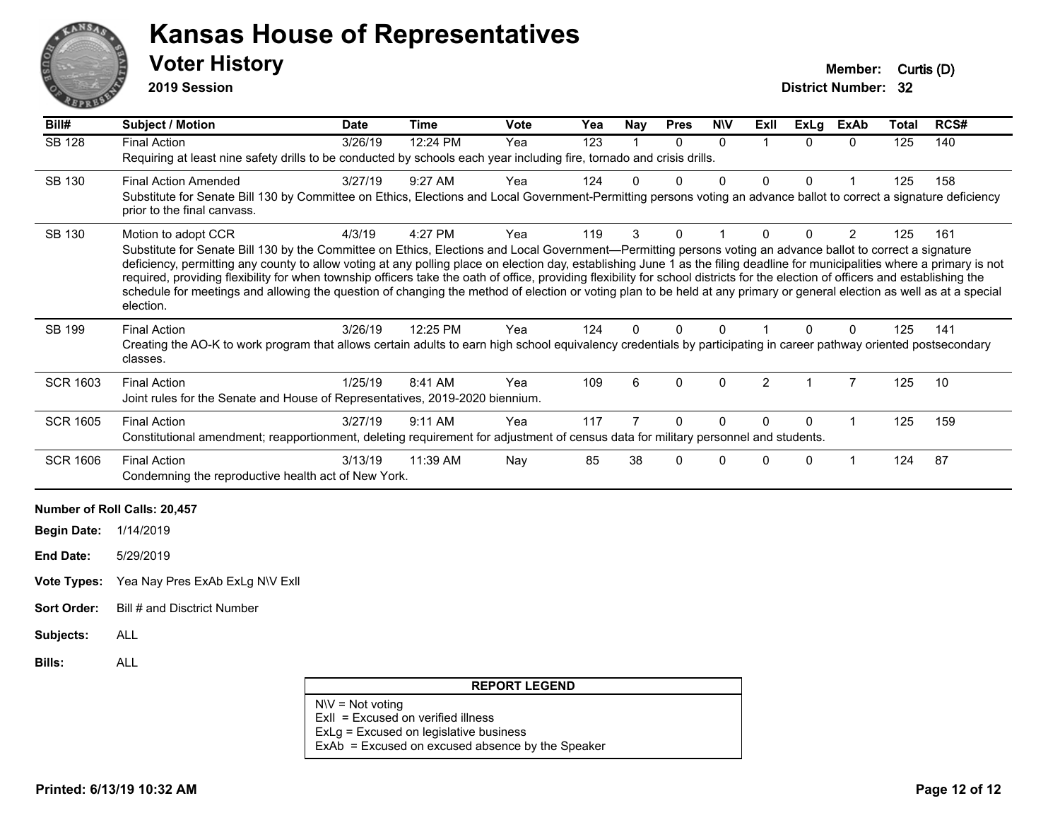# Kansas House of Representatives

## Voter History

**2019 Session**

**Member:** Curtis (D)
**District Number:** 32

| Bill# | Subject / Motion | Date | Time | Vote | Yea | Nay | Pres | N\V | ExIl | ExLg | ExAb | Total | RCS# |
|---|---|---|---|---|---|---|---|---|---|---|---|---|---|
| SB 128 | Final Action | 3/26/19 | 12:24 PM | Yea | 123 | 1 | 0 | 0 | 1 | 0 | 0 | 125 | 140 |
| | Requiring at least nine safety drills to be conducted by schools each year including fire, tornado and crisis drills. | | | | | | | | | | | | |
| SB 130 | Final Action Amended | 3/27/19 | 9:27 AM | Yea | 124 | 0 | 0 | 0 | 0 | 0 | 1 | 125 | 158 |
| | Substitute for Senate Bill 130 by Committee on Ethics, Elections and Local Government-Permitting persons voting an advance ballot to correct a signature deficiency prior to the final canvass. | | | | | | | | | | | | |
| SB 130 | Motion to adopt CCR | 4/3/19 | 4:27 PM | Yea | 119 | 3 | 0 | 1 | 0 | 0 | 2 | 125 | 161 |
| | Substitute for Senate Bill 130 by the Committee on Ethics, Elections and Local Government—Permitting persons voting an advance ballot to correct a signature deficiency, permitting any county to allow voting at any polling place on election day, establishing June 1 as the filing deadline for municipalities where a primary is not required, providing flexibility for when township officers take the oath of office, providing flexibility for school districts for the election of officers and establishing the schedule for meetings and allowing the question of changing the method of election or voting plan to be held at any primary or general election as well as at a special election. | | | | | | | | | | | | |
| SB 199 | Final Action | 3/26/19 | 12:25 PM | Yea | 124 | 0 | 0 | 0 | 1 | 0 | 0 | 125 | 141 |
| | Creating the AO-K to work program that allows certain adults to earn high school equivalency credentials by participating in career pathway oriented postsecondary classes. | | | | | | | | | | | | |
| SCR 1603 | Final Action | 1/25/19 | 8:41 AM | Yea | 109 | 6 | 0 | 0 | 2 | 1 | 7 | 125 | 10 |
| | Joint rules for the Senate and House of Representatives, 2019-2020 biennium. | | | | | | | | | | | | |
| SCR 1605 | Final Action | 3/27/19 | 9:11 AM | Yea | 117 | 7 | 0 | 0 | 0 | 0 | 1 | 125 | 159 |
| | Constitutional amendment; reapportionment, deleting requirement for adjustment of census data for military personnel and students. | | | | | | | | | | | | |
| SCR 1606 | Final Action | 3/13/19 | 11:39 AM | Nay | 85 | 38 | 0 | 0 | 0 | 0 | 1 | 124 | 87 |
| | Condemning the reproductive health act of New York. | | | | | | | | | | | | |

**Number of Roll Calls: 20,457**

**Begin Date:** 1/14/2019

**End Date:** 5/29/2019

**Vote Types:** Yea Nay Pres ExAb ExLg N\V ExIl

**Sort Order:** Bill # and Disctrict Number

**Subjects:** ALL

**Bills:** ALL

**REPORT LEGEND**

N\V = Not voting
ExIl = Excused on verified illness
ExLg = Excused on legislative business
ExAb = Excused on excused absence by the Speaker

**Printed: 6/13/19 10:32 AM**